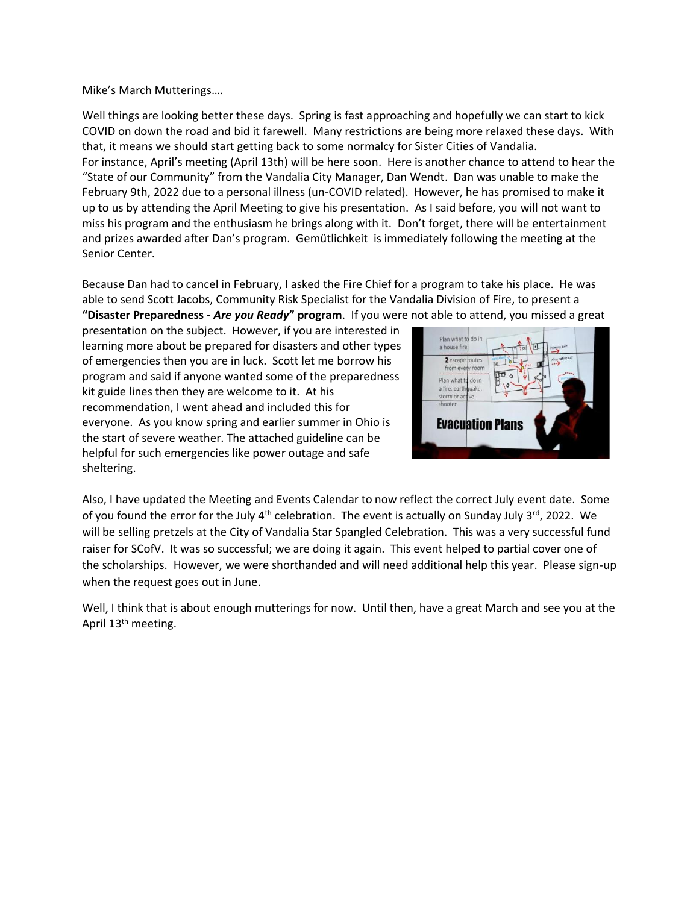Mike's March Mutterings….

Well things are looking better these days. Spring is fast approaching and hopefully we can start to kick COVID on down the road and bid it farewell. Many restrictions are being more relaxed these days. With that, it means we should start getting back to some normalcy for Sister Cities of Vandalia.
For instance, April's meeting (April 13th) will be here soon. Here is another chance to attend to hear the "State of our Community" from the Vandalia City Manager, Dan Wendt. Dan was unable to make the February 9th, 2022 due to a personal illness (un-COVID related). However, he has promised to make it up to us by attending the April Meeting to give his presentation. As I said before, you will not want to miss his program and the enthusiasm he brings along with it. Don't forget, there will be entertainment and prizes awarded after Dan's program. Gemütlichkeit is immediately following the meeting at the Senior Center.

Because Dan had to cancel in February, I asked the Fire Chief for a program to take his place. He was able to send Scott Jacobs, Community Risk Specialist for the Vandalia Division of Fire, to present a **"Disaster Preparedness - *Are you Ready*" program**. If you were not able to attend, you missed a great presentation on the subject. However, if you are interested in learning more about be prepared for disasters and other types of emergencies then you are in luck. Scott let me borrow his program and said if anyone wanted some of the preparedness kit guide lines then they are welcome to it. At his recommendation, I went ahead and included this for everyone. As you know spring and earlier summer in Ohio is the start of severe weather. The attached guideline can be helpful for such emergencies like power outage and safe sheltering.

Also, I have updated the Meeting and Events Calendar to now reflect the correct July event date. Some of you found the error for the July 4th celebration. The event is actually on Sunday July 3rd, 2022. We will be selling pretzels at the City of Vandalia Star Spangled Celebration. This was a very successful fund raiser for SCofV. It was so successful; we are doing it again. This event helped to partial cover one of the scholarships. However, we were shorthanded and will need additional help this year. Please sign-up when the request goes out in June.

Well, I think that is about enough mutterings for now. Until then, have a great March and see you at the April 13th meeting.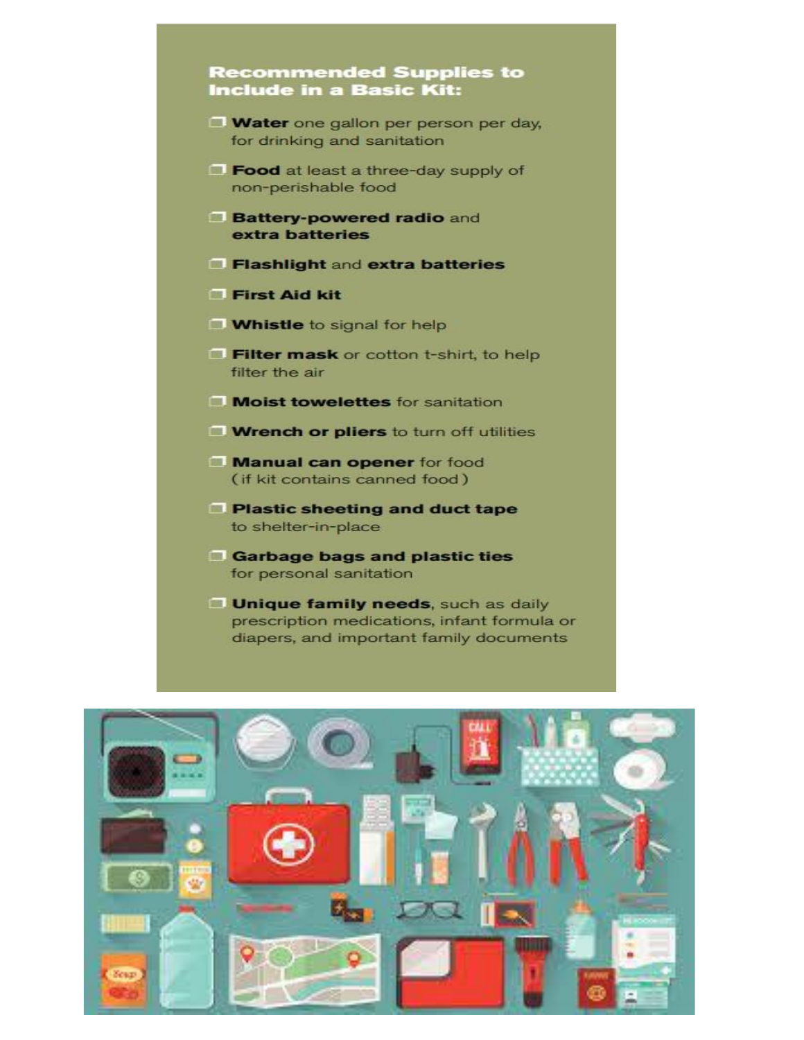## Recommended Supplies to Include in a Basic Kit:

- ❒ **Water** one gallon per person per day, for drinking and sanitation
- ❒ **Food** at least a three-day supply of non-perishable food
- ❒ **Battery-powered radio** and **extra batteries**
- ❒ **Flashlight** and **extra batteries**
- ❒ **First Aid kit**
- ❒ **Whistle** to signal for help
- ❒ **Filter mask** or cotton t-shirt, to help filter the air
- ❒ **Moist towelettes** for sanitation
- ❒ **Wrench or pliers** to turn off utilities
- ❒ **Manual can opener** for food (if kit contains canned food)
- ❒ **Plastic sheeting and duct tape** to shelter-in-place
- ❒ **Garbage bags and plastic ties** for personal sanitation
- ❒ **Unique family needs**, such as daily prescription medications, infant formula or diapers, and important family documents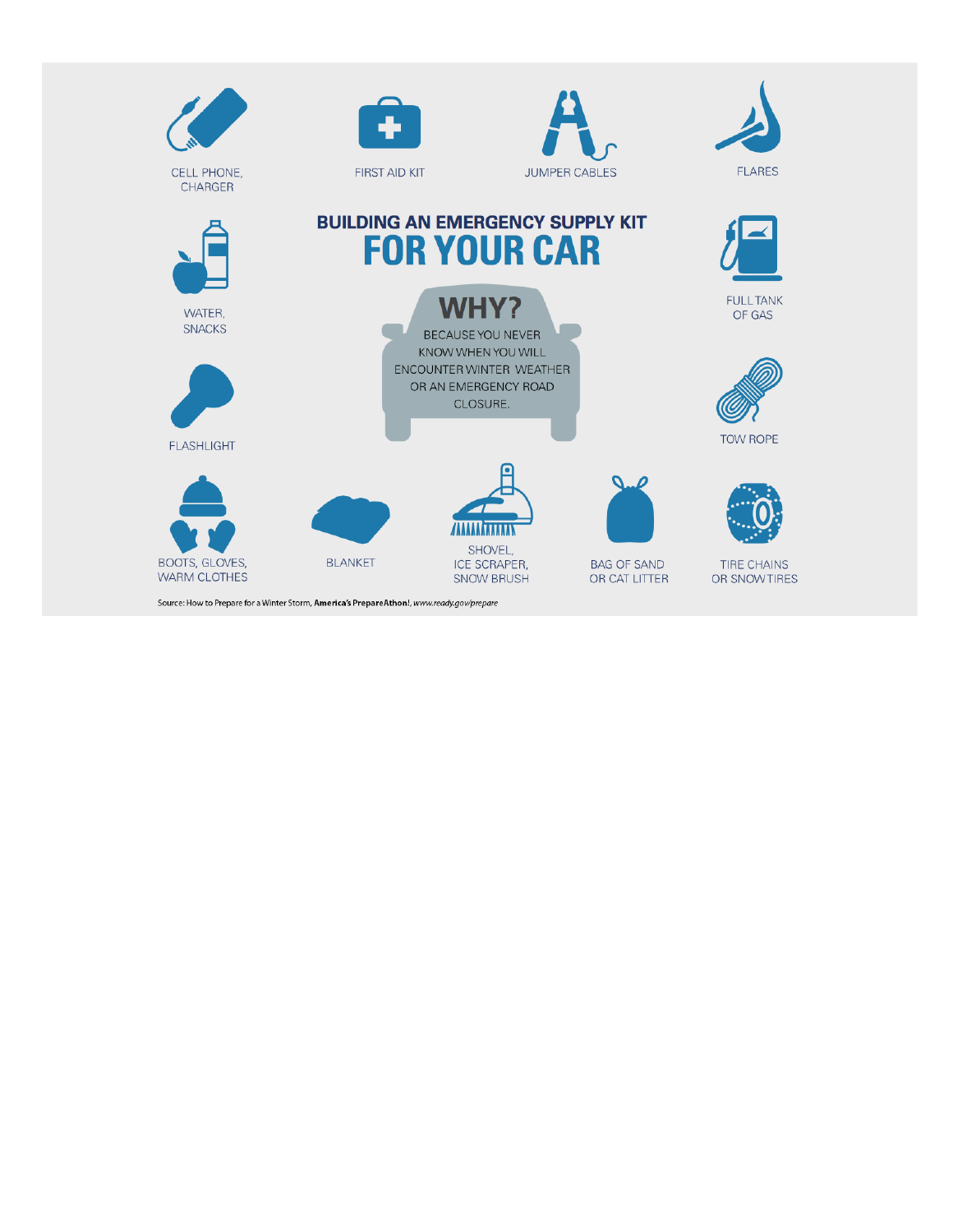## BUILDING AN EMERGENCY SUPPLY KIT

# FOR YOUR CAR

### WHY?

BECAUSE YOU NEVER KNOW WHEN YOU WILL ENCOUNTER WINTER WEATHER OR AN EMERGENCY ROAD CLOSURE.

- CELL PHONE, CHARGER
- FIRST AID KIT
- JUMPER CABLES
- FLARES
- WATER, SNACKS
- FULL TANK OF GAS
- FLASHLIGHT
- TOW ROPE
- BOOTS, GLOVES, WARM CLOTHES
- BLANKET
- SHOVEL, ICE SCRAPER, SNOW BRUSH
- BAG OF SAND OR CAT LITTER
- TIRE CHAINS OR SNOW TIRES

Source: How to Prepare for a Winter Storm, **America's PrepareAthon!**, *www.ready.gov/prepare*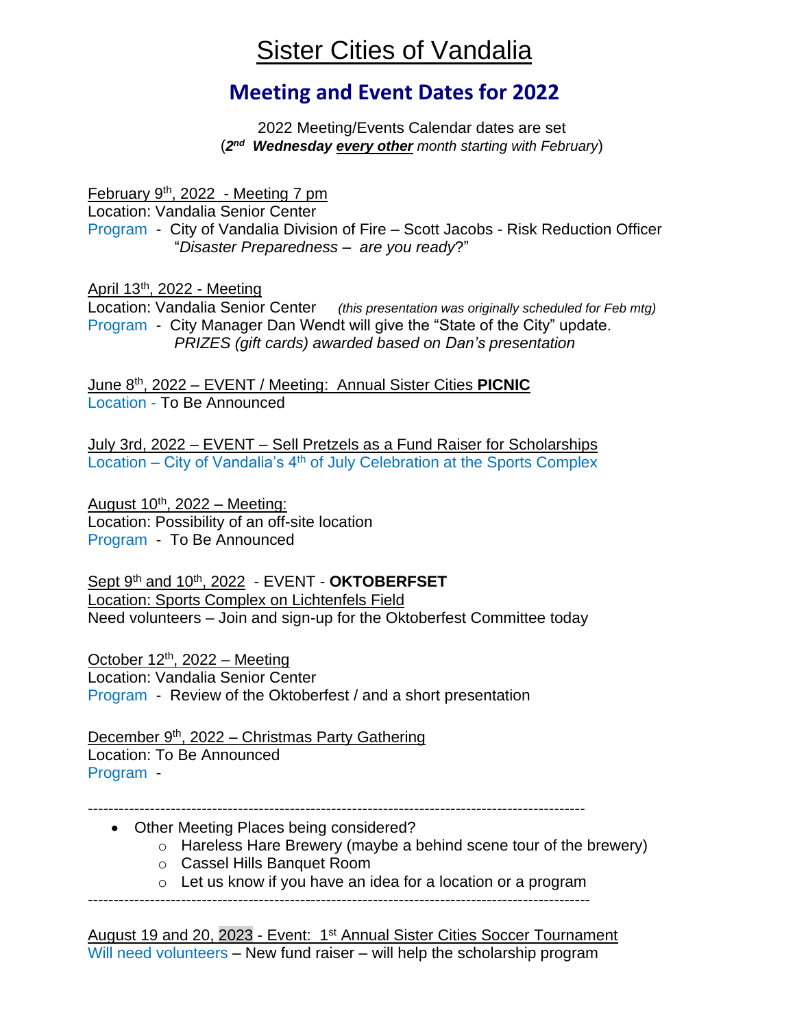# Sister Cities of Vandalia

## Meeting and Event Dates for 2022

2022 Meeting/Events Calendar dates are set
(***2nd Wednesday*** ***every other*** *month starting with February*)

February 9th, 2022 - Meeting 7 pm
Location: Vandalia Senior Center
Program - City of Vandalia Division of Fire – Scott Jacobs - Risk Reduction Officer
"*Disaster Preparedness – are you ready*?"

April 13th, 2022 - Meeting
Location: Vandalia Senior Center *(this presentation was originally scheduled for Feb mtg)*
Program - City Manager Dan Wendt will give the "State of the City" update.
*PRIZES (gift cards) awarded based on Dan's presentation*

June 8th, 2022 – EVENT / Meeting: Annual Sister Cities **PICNIC**
Location - To Be Announced

July 3rd, 2022 – EVENT – Sell Pretzels as a Fund Raiser for Scholarships
Location – City of Vandalia's 4th of July Celebration at the Sports Complex

August 10th, 2022 – Meeting:
Location: Possibility of an off-site location
Program - To Be Announced

Sept 9th and 10th, 2022 - EVENT - **OKTOBERFSET**
Location: Sports Complex on Lichtenfels Field
Need volunteers – Join and sign-up for the Oktoberfest Committee today

October 12th, 2022 – Meeting
Location: Vandalia Senior Center
Program - Review of the Oktoberfest / and a short presentation

December 9th, 2022 – Christmas Party Gathering
Location: To Be Announced
Program -

---

- Other Meeting Places being considered?
  - Hareless Hare Brewery (maybe a behind scene tour of the brewery)
  - Cassel Hills Banquet Room
  - Let us know if you have an idea for a location or a program

---

August 19 and 20, 2023 - Event: 1st Annual Sister Cities Soccer Tournament
Will need volunteers – New fund raiser – will help the scholarship program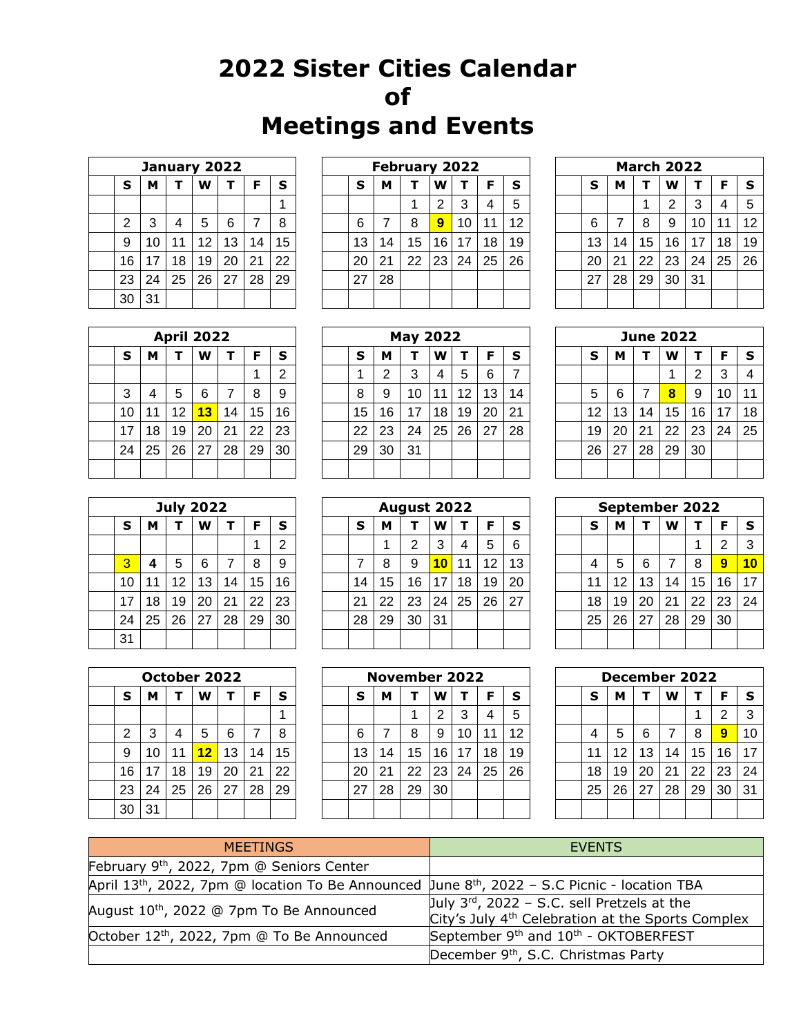# 2022 Sister Cities Calendar of Meetings and Events

| January 2022 | | | | | | |
|---|---|---|---|---|---|---|
| S | M | T | W | T | F | S |
| | | | | | | 1 |
| 2 | 3 | 4 | 5 | 6 | 7 | 8 |
| 9 | 10 | 11 | 12 | 13 | 14 | 15 |
| 16 | 17 | 18 | 19 | 20 | 21 | 22 |
| 23 | 24 | 25 | 26 | 27 | 28 | 29 |
| 30 | 31 | | | | | |

| February 2022 | | | | | | |
|---|---|---|---|---|---|---|
| S | M | T | W | T | F | S |
| | | 1 | 2 | 3 | 4 | 5 |
| 6 | 7 | 8 | **9** | 10 | 11 | 12 |
| 13 | 14 | 15 | 16 | 17 | 18 | 19 |
| 20 | 21 | 22 | 23 | 24 | 25 | 26 |
| 27 | 28 | | | | | |

| March 2022 | | | | | | |
|---|---|---|---|---|---|---|
| S | M | T | W | T | F | S |
| | | 1 | 2 | 3 | 4 | 5 |
| 6 | 7 | 8 | 9 | 10 | 11 | 12 |
| 13 | 14 | 15 | 16 | 17 | 18 | 19 |
| 20 | 21 | 22 | 23 | 24 | 25 | 26 |
| 27 | 28 | 29 | 30 | 31 | | |

| April 2022 | | | | | | |
|---|---|---|---|---|---|---|
| S | M | T | W | T | F | S |
| | | | | | 1 | 2 |
| 3 | 4 | 5 | 6 | 7 | 8 | 9 |
| 10 | 11 | 12 | **13** | 14 | 15 | 16 |
| 17 | 18 | 19 | 20 | 21 | 22 | 23 |
| 24 | 25 | 26 | 27 | 28 | 29 | 30 |

| May 2022 | | | | | | |
|---|---|---|---|---|---|---|
| S | M | T | W | T | F | S |
| 1 | 2 | 3 | 4 | 5 | 6 | 7 |
| 8 | 9 | 10 | 11 | 12 | 13 | 14 |
| 15 | 16 | 17 | 18 | 19 | 20 | 21 |
| 22 | 23 | 24 | 25 | 26 | 27 | 28 |
| 29 | 30 | 31 | | | | |

| June 2022 | | | | | | |
|---|---|---|---|---|---|---|
| S | M | T | W | T | F | S |
| | | | 1 | 2 | 3 | 4 |
| 5 | 6 | 7 | **8** | 9 | 10 | 11 |
| 12 | 13 | 14 | 15 | 16 | 17 | 18 |
| 19 | 20 | 21 | 22 | 23 | 24 | 25 |
| 26 | 27 | 28 | 29 | 30 | | |

| July 2022 | | | | | | |
|---|---|---|---|---|---|---|
| S | M | T | W | T | F | S |
| | | | | | 1 | 2 |
| 3 | **4** | 5 | 6 | 7 | 8 | 9 |
| 10 | 11 | 12 | 13 | 14 | 15 | 16 |
| 17 | 18 | 19 | 20 | 21 | 22 | 23 |
| 24 | 25 | 26 | 27 | 28 | 29 | 30 |
| 31 | | | | | | |

| August 2022 | | | | | | |
|---|---|---|---|---|---|---|
| S | M | T | W | T | F | S |
| | 1 | 2 | 3 | 4 | 5 | 6 |
| 7 | 8 | 9 | **10** | 11 | 12 | 13 |
| 14 | 15 | 16 | 17 | 18 | 19 | 20 |
| 21 | 22 | 23 | 24 | 25 | 26 | 27 |
| 28 | 29 | 30 | 31 | | | |

| September 2022 | | | | | | |
|---|---|---|---|---|---|---|
| S | M | T | W | T | F | S |
| | | | | 1 | 2 | 3 |
| 4 | 5 | 6 | 7 | 8 | **9** | **10** |
| 11 | 12 | 13 | 14 | 15 | 16 | 17 |
| 18 | 19 | 20 | 21 | 22 | 23 | 24 |
| 25 | 26 | 27 | 28 | 29 | 30 | |

| October 2022 | | | | | | |
|---|---|---|---|---|---|---|
| S | M | T | W | T | F | S |
| | | | | | | 1 |
| 2 | 3 | 4 | 5 | 6 | 7 | 8 |
| 9 | 10 | 11 | **12** | 13 | 14 | 15 |
| 16 | 17 | 18 | 19 | 20 | 21 | 22 |
| 23 | 24 | 25 | 26 | 27 | 28 | 29 |
| 30 | 31 | | | | | |

| November 2022 | | | | | | |
|---|---|---|---|---|---|---|
| S | M | T | W | T | F | S |
| | | 1 | 2 | 3 | 4 | 5 |
| 6 | 7 | 8 | 9 | 10 | 11 | 12 |
| 13 | 14 | 15 | 16 | 17 | 18 | 19 |
| 20 | 21 | 22 | 23 | 24 | 25 | 26 |
| 27 | 28 | 29 | 30 | | | |

| December 2022 | | | | | | |
|---|---|---|---|---|---|---|
| S | M | T | W | T | F | S |
| | | | | 1 | 2 | 3 |
| 4 | 5 | 6 | 7 | 8 | **9** | 10 |
| 11 | 12 | 13 | 14 | 15 | 16 | 17 |
| 18 | 19 | 20 | 21 | 22 | 23 | 24 |
| 25 | 26 | 27 | 28 | 29 | 30 | 31 |

| MEETINGS | EVENTS |
|---|---|
| February 9th, 2022, 7pm @ Seniors Center | |
| April 13th, 2022, 7pm @ location To Be Announced | June 8th, 2022 – S.C Picnic - location TBA |
| August 10th, 2022 @ 7pm To Be Announced | July 3rd, 2022 – S.C. sell Pretzels at the City's July 4th Celebration at the Sports Complex |
| October 12th, 2022, 7pm @ To Be Announced | September 9th and 10th - OKTOBERFEST |
| | December 9th, S.C. Christmas Party |